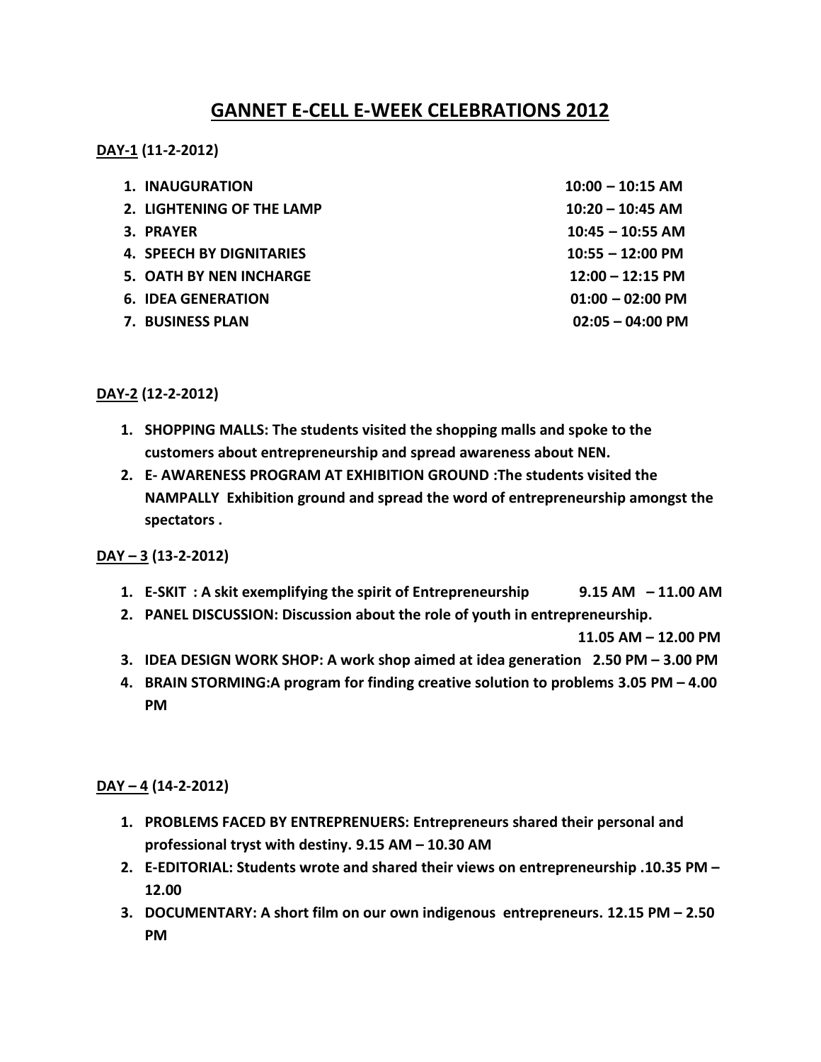# GANNET E-CELL E-WEEK CELEBRATIONS 2012

**DAY-1 (11-2-2012)**

1. **INAUGURATION** **10:00 – 10:15 AM**
2. **LIGHTENING OF THE LAMP** **10:20 – 10:45 AM**
3. **PRAYER** **10:45 – 10:55 AM**
4. **SPEECH BY DIGNITARIES** **10:55 – 12:00 PM**
5. **OATH BY NEN INCHARGE** **12:00 – 12:15 PM**
6. **IDEA GENERATION** **01:00 – 02:00 PM**
7. **BUSINESS PLAN** **02:05 – 04:00 PM**

**DAY-2 (12-2-2012)**

1. **SHOPPING MALLS: The students visited the shopping malls and spoke to the customers about entrepreneurship and spread awareness about NEN.**
2. **E- AWARENESS PROGRAM AT EXHIBITION GROUND :The students visited the NAMPALLY Exhibition ground and spread the word of entrepreneurship amongst the spectators .**

**DAY – 3 (13-2-2012)**

1. **E-SKIT : A skit exemplifying the spirit of Entrepreneurship 9.15 AM – 11.00 AM**
2. **PANEL DISCUSSION: Discussion about the role of youth in entrepreneurship. 11.05 AM – 12.00 PM**
3. **IDEA DESIGN WORK SHOP: A work shop aimed at idea generation 2.50 PM – 3.00 PM**
4. **BRAIN STORMING:A program for finding creative solution to problems 3.05 PM – 4.00 PM**

**DAY – 4 (14-2-2012)**

1. **PROBLEMS FACED BY ENTREPRENUERS: Entrepreneurs shared their personal and professional tryst with destiny. 9.15 AM – 10.30 AM**
2. **E-EDITORIAL: Students wrote and shared their views on entrepreneurship .10.35 PM – 12.00**
3. **DOCUMENTARY: A short film on our own indigenous entrepreneurs. 12.15 PM – 2.50 PM**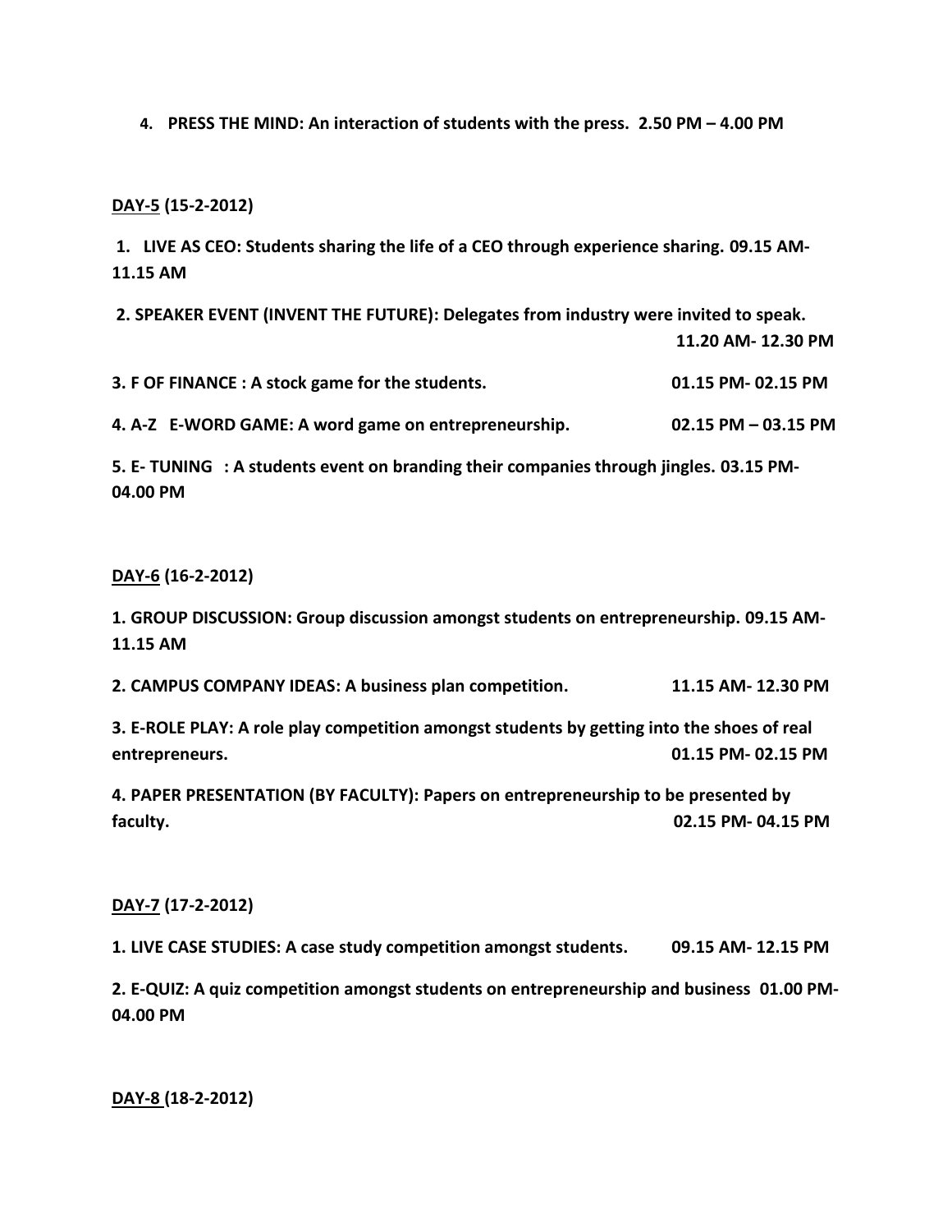**4. PRESS THE MIND: An interaction of students with the press. 2.50 PM – 4.00 PM**

**<u>DAY-5</u> (15-2-2012)**

**1. LIVE AS CEO: Students sharing the life of a CEO through experience sharing. 09.15 AM- 11.15 AM**

**2. SPEAKER EVENT (INVENT THE FUTURE): Delegates from industry were invited to speak. 11.20 AM- 12.30 PM**

**3. F OF FINANCE : A stock game for the students. 01.15 PM- 02.15 PM**

**4. A-Z E-WORD GAME: A word game on entrepreneurship. 02.15 PM – 03.15 PM**

**5. E- TUNING : A students event on branding their companies through jingles. 03.15 PM- 04.00 PM**

**<u>DAY-6</u> (16-2-2012)**

**1. GROUP DISCUSSION: Group discussion amongst students on entrepreneurship. 09.15 AM- 11.15 AM**

**2. CAMPUS COMPANY IDEAS: A business plan competition. 11.15 AM- 12.30 PM**

**3. E-ROLE PLAY: A role play competition amongst students by getting into the shoes of real entrepreneurs. 01.15 PM- 02.15 PM**

**4. PAPER PRESENTATION (BY FACULTY): Papers on entrepreneurship to be presented by faculty. 02.15 PM- 04.15 PM**

**<u>DAY-7</u> (17-2-2012)**

**1. LIVE CASE STUDIES: A case study competition amongst students. 09.15 AM- 12.15 PM**

**2. E-QUIZ: A quiz competition amongst students on entrepreneurship and business 01.00 PM- 04.00 PM**

**<u>DAY-8</u> (18-2-2012)**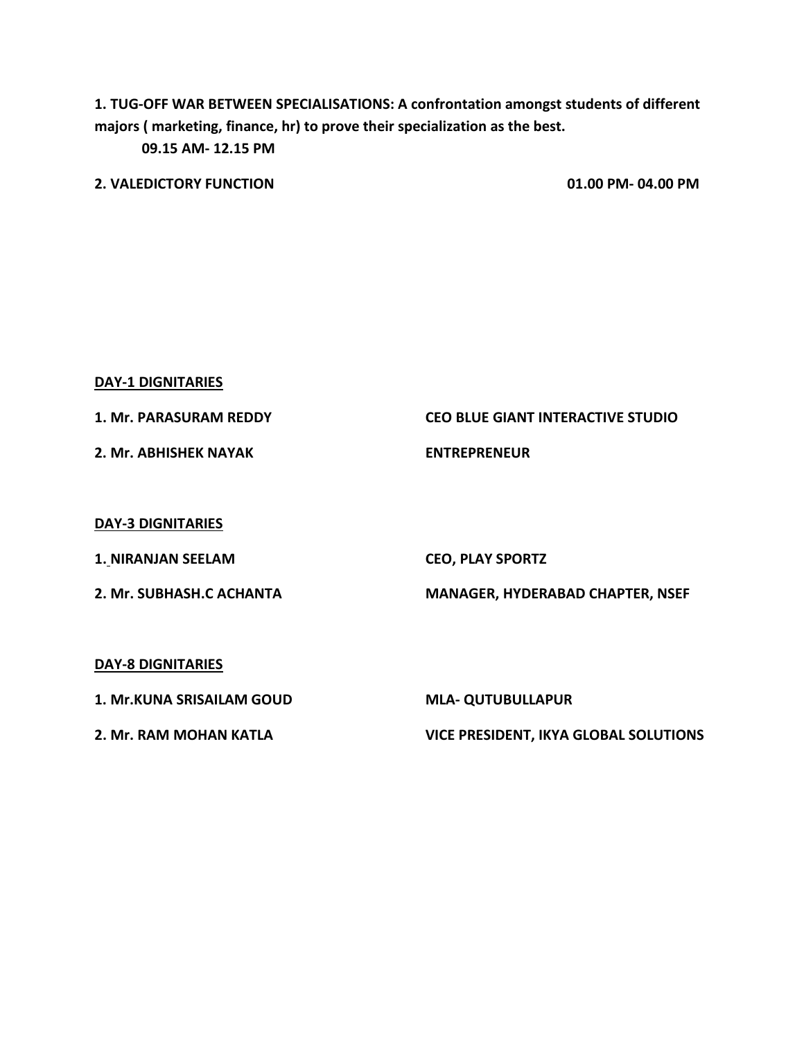**1. TUG-OFF WAR BETWEEN SPECIALISATIONS: A confrontation amongst students of different majors ( marketing, finance, hr) to prove their specialization as the best.**

**09.15 AM- 12.15 PM**

**2. VALEDICTORY FUNCTION 01.00 PM- 04.00 PM**

**DAY-1 DIGNITARIES**

| | |
|---|---|
| **1. Mr. PARASURAM REDDY** | **CEO BLUE GIANT INTERACTIVE STUDIO** |
| **2. Mr. ABHISHEK NAYAK** | **ENTREPRENEUR** |

**DAY-3 DIGNITARIES**

| | |
|---|---|
| **1. NIRANJAN SEELAM** | **CEO, PLAY SPORTZ** |
| **2. Mr. SUBHASH.C ACHANTA** | **MANAGER, HYDERABAD CHAPTER, NSEF** |

**DAY-8 DIGNITARIES**

| | |
|---|---|
| **1. Mr.KUNA SRISAILAM GOUD** | **MLA- QUTUBULLAPUR** |
| **2. Mr. RAM MOHAN KATLA** | **VICE PRESIDENT, IKYA GLOBAL SOLUTIONS** |